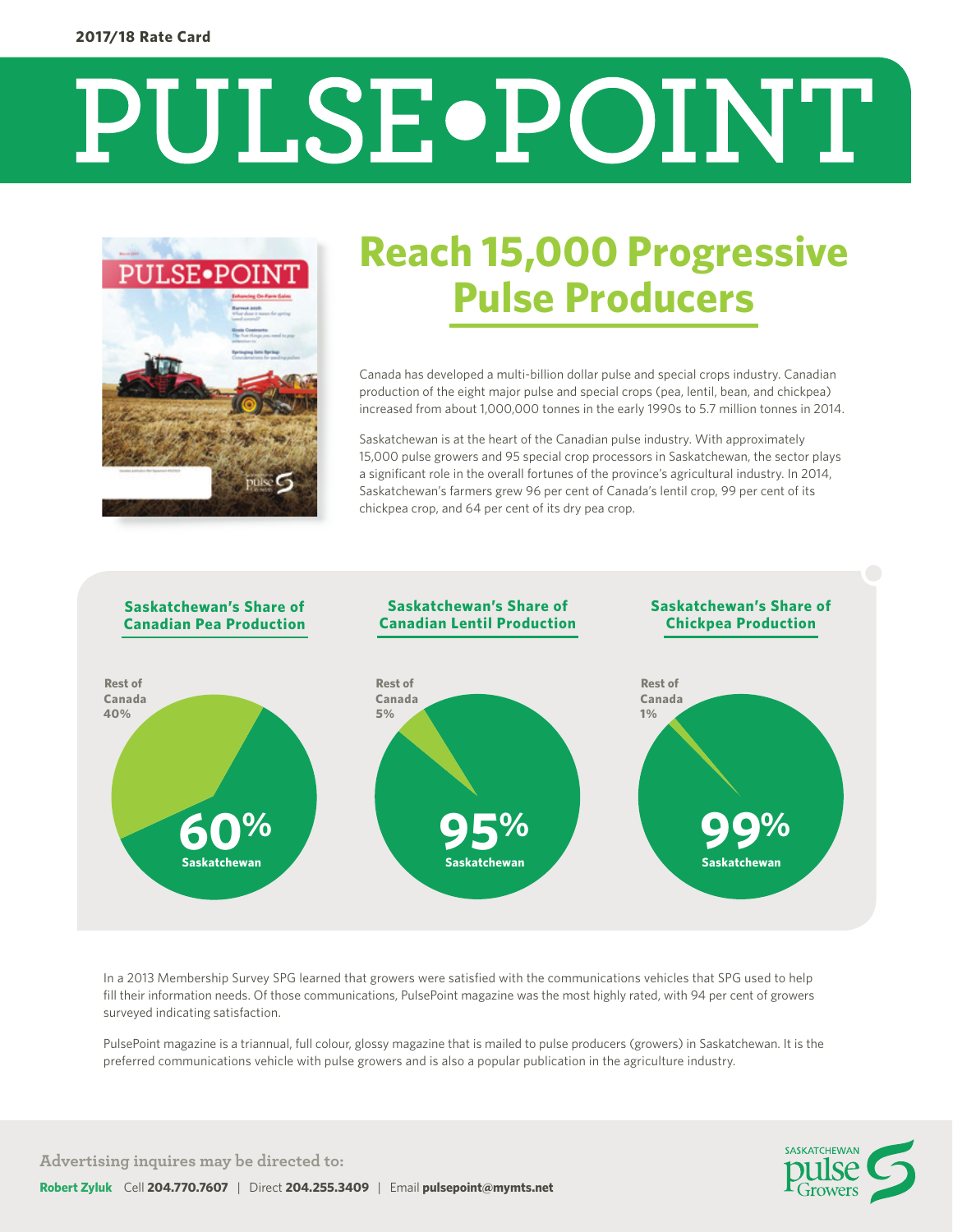2017/18 Rate Card

# PULSE•POINT

## Reach 15,000 Progressive Pulse Producers

Canada has developed a multi-billion dollar pulse and special crops industry. Canadian production of the eight major pulse and special crops (pea, lentil, bean, and chickpea) increased from about 1,000,000 tonnes in the early 1990s to 5.7 million tonnes in 2014.

Saskatchewan is at the heart of the Canadian pulse industry. With approximately 15,000 pulse growers and 95 special crop processors in Saskatchewan, the sector plays a significant role in the overall fortunes of the province's agricultural industry. In 2014, Saskatchewan's farmers grew 96 per cent of Canada's lentil crop, 99 per cent of its chickpea crop, and 64 per cent of its dry pea crop.

### Saskatchewan's Share of Canadian Pea Production

Rest of Canada 40%

60% Saskatchewan

### Saskatchewan's Share of Canadian Lentil Production

Rest of Canada 5%

95% Saskatchewan

### Saskatchewan's Share of Chickpea Production

Rest of Canada 1%

99% Saskatchewan

In a 2013 Membership Survey SPG learned that growers were satisfied with the communications vehicles that SPG used to help fill their information needs. Of those communications, PulsePoint magazine was the most highly rated, with 94 per cent of growers surveyed indicating satisfaction.

PulsePoint magazine is a triannual, full colour, glossy magazine that is mailed to pulse producers (growers) in Saskatchewan. It is the preferred communications vehicle with pulse growers and is also a popular publication in the agriculture industry.

**Advertising inquires may be directed to:**

**Robert Zyluk** Cell **204.770.7607** | Direct **204.255.3409** | Email **pulsepoint@mymts.net**

Saskatchewan Pulse Growers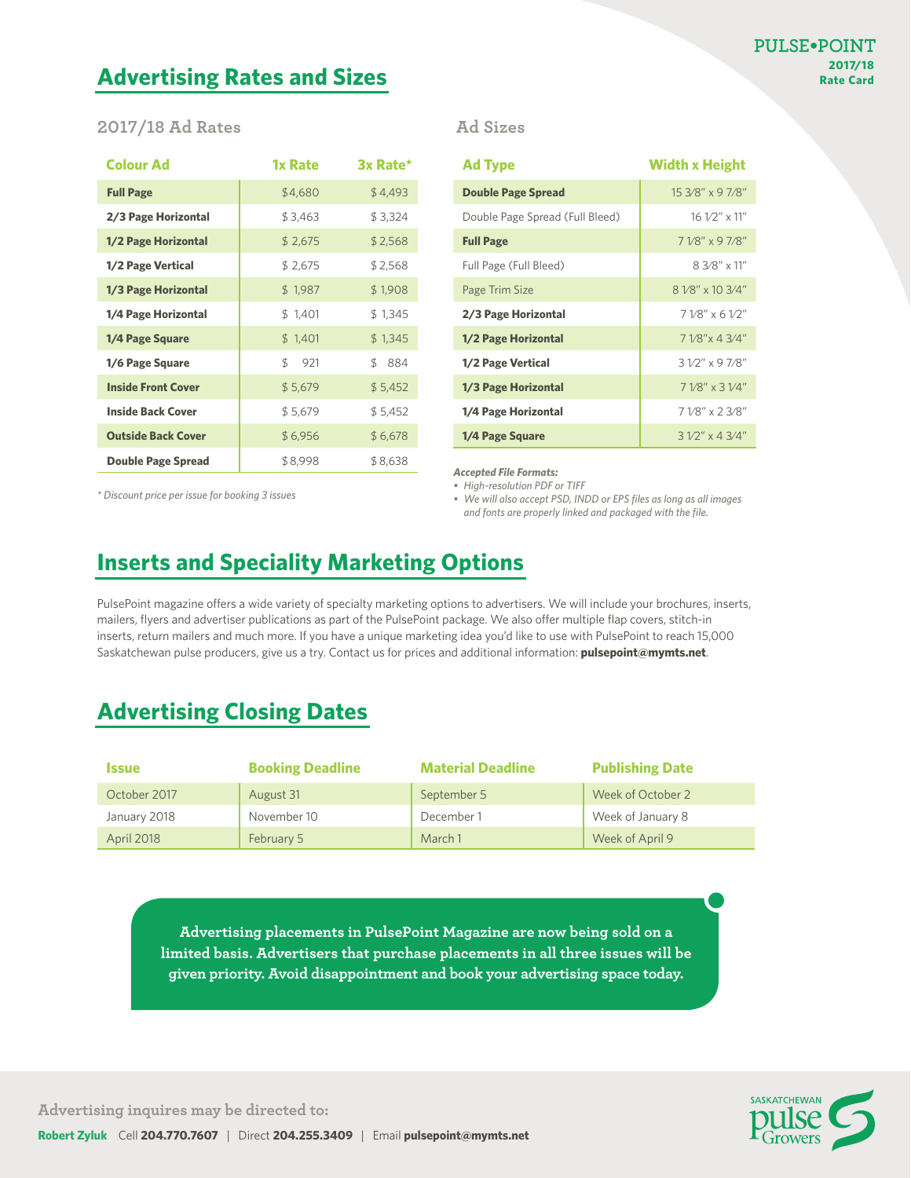PULSE•POINT
2017/18
Rate Card

# Advertising Rates and Sizes

## 2017/18 Ad Rates

| Colour Ad | 1x Rate | 3x Rate* |
|---|---|---|
| **Full Page** | $4,680 | $4,493 |
| **2/3 Page Horizontal** | $3,463 | $3,324 |
| **1/2 Page Horizontal** | $2,675 | $2,568 |
| **1/2 Page Vertical** | $2,675 | $2,568 |
| **1/3 Page Horizontal** | $1,987 | $1,908 |
| **1/4 Page Horizontal** | $1,401 | $1,345 |
| **1/4 Page Square** | $1,401 | $1,345 |
| **1/6 Page Square** | $921 | $884 |
| **Inside Front Cover** | $5,679 | $5,452 |
| **Inside Back Cover** | $5,679 | $5,452 |
| **Outside Back Cover** | $6,956 | $6,678 |
| **Double Page Spread** | $8,998 | $8,638 |

*\* Discount price per issue for booking 3 issues*

## Ad Sizes

| Ad Type | Width x Height |
|---|---|
| **Double Page Spread** | 15 3⁄8" x 9 7⁄8" |
| Double Page Spread (Full Bleed) | 16 1⁄2" x 11" |
| **Full Page** | 7 1⁄8" x 9 7⁄8" |
| Full Page (Full Bleed) | 8 3⁄8" x 11" |
| Page Trim Size | 8 1⁄8" x 10 3⁄4" |
| **2/3 Page Horizontal** | 7 1⁄8" x 6 1⁄2" |
| **1/2 Page Horizontal** | 7 1⁄8" x 4 3⁄4" |
| **1/2 Page Vertical** | 3 1⁄2" x 9 7⁄8" |
| **1/3 Page Horizontal** | 7 1⁄8" x 3 1⁄4" |
| **1/4 Page Horizontal** | 7 1⁄8" x 2 3⁄8" |
| **1/4 Page Square** | 3 1⁄2" x 4 3⁄4" |

***Accepted File Formats:***

- *High-resolution PDF or TIFF*
- *We will also accept PSD, INDD or EPS files as long as all images and fonts are properly linked and packaged with the file.*

# Inserts and Speciality Marketing Options

PulsePoint magazine offers a wide variety of specialty marketing options to advertisers. We will include your brochures, inserts, mailers, flyers and advertiser publications as part of the PulsePoint package. We also offer multiple flap covers, stitch-in inserts, return mailers and much more. If you have a unique marketing idea you'd like to use with PulsePoint to reach 15,000 Saskatchewan pulse producers, give us a try. Contact us for prices and additional information: **pulsepoint@mymts.net**.

# Advertising Closing Dates

| Issue | Booking Deadline | Material Deadline | Publishing Date |
|---|---|---|---|
| October 2017 | August 31 | September 5 | Week of October 2 |
| January 2018 | November 10 | December 1 | Week of January 8 |
| April 2018 | February 5 | March 1 | Week of April 9 |

**Advertising placements in PulsePoint Magazine are now being sold on a limited basis. Advertisers that purchase placements in all three issues will be given priority. Avoid disappointment and book your advertising space today.**

**Advertising inquires may be directed to:**

**Robert Zyluk** Cell **204.770.7607** | Direct **204.255.3409** | Email **pulsepoint@mymts.net**

Saskatchewan pulse Growers